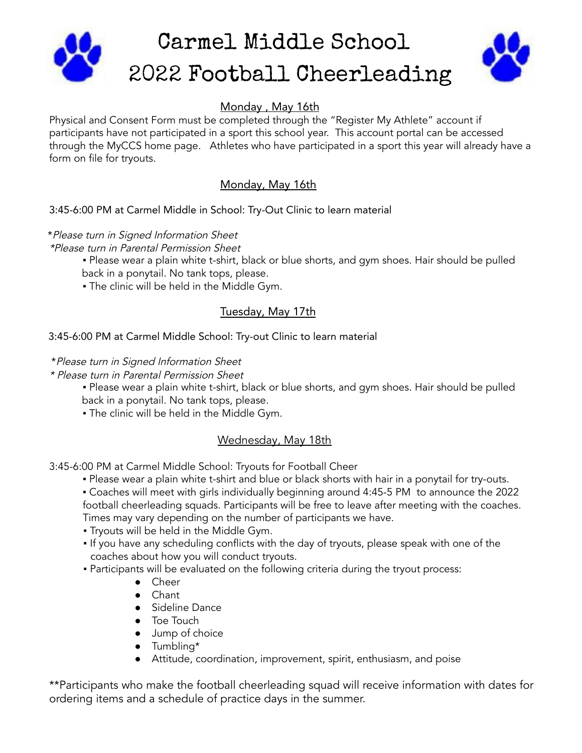# Carmel Middle School
# 2022 Football Cheerleading

## Monday , May 16th

Physical and Consent Form must be completed through the "Register My Athlete" account if participants have not participated in a sport this school year. This account portal can be accessed through the MyCCS home page. Athletes who have participated in a sport this year will already have a form on file for tryouts.

## Monday, May 16th

3:45-6:00 PM at Carmel Middle in School: Try-Out Clinic to learn material

*\*Please turn in Signed Information Sheet*
*\*Please turn in Parental Permission Sheet*

- Please wear a plain white t-shirt, black or blue shorts, and gym shoes. Hair should be pulled back in a ponytail. No tank tops, please.
- The clinic will be held in the Middle Gym.

## Tuesday, May 17th

3:45-6:00 PM at Carmel Middle School: Try-out Clinic to learn material

*\*Please turn in Signed Information Sheet*
*\* Please turn in Parental Permission Sheet*

- Please wear a plain white t-shirt, black or blue shorts, and gym shoes. Hair should be pulled back in a ponytail. No tank tops, please.
- The clinic will be held in the Middle Gym.

## Wednesday, May 18th

3:45-6:00 PM at Carmel Middle School: Tryouts for Football Cheer

- Please wear a plain white t-shirt and blue or black shorts with hair in a ponytail for try-outs.
- Coaches will meet with girls individually beginning around 4:45-5 PM to announce the 2022 football cheerleading squads. Participants will be free to leave after meeting with the coaches. Times may vary depending on the number of participants we have.
- Tryouts will be held in the Middle Gym.
- If you have any scheduling conflicts with the day of tryouts, please speak with one of the coaches about how you will conduct tryouts.
- Participants will be evaluated on the following criteria during the tryout process:
  - Cheer
  - Chant
  - Sideline Dance
  - Toe Touch
  - Jump of choice
  - Tumbling*
  - Attitude, coordination, improvement, spirit, enthusiasm, and poise

**Participants who make the football cheerleading squad will receive information with dates for ordering items and a schedule of practice days in the summer.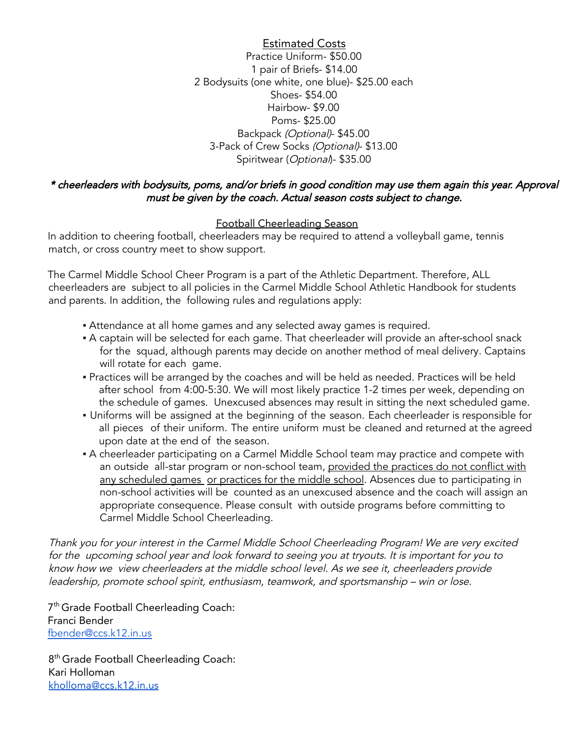## Estimated Costs

Practice Uniform- $50.00
1 pair of Briefs- $14.00
2 Bodysuits (one white, one blue)- $25.00 each
Shoes- $54.00
Hairbow- $9.00
Poms- $25.00
Backpack *(Optional)*- $45.00
3-Pack of Crew Socks *(Optional)*- $13.00
Spiritwear (*Optional*)- $35.00

*\* cheerleaders with bodysuits, poms, and/or briefs in good condition may use them again this year. Approval must be given by the coach. Actual season costs subject to change.*

## Football Cheerleading Season

In addition to cheering football, cheerleaders may be required to attend a volleyball game, tennis match, or cross country meet to show support.

The Carmel Middle School Cheer Program is a part of the Athletic Department. Therefore, ALL cheerleaders are subject to all policies in the Carmel Middle School Athletic Handbook for students and parents. In addition, the following rules and regulations apply:

- Attendance at all home games and any selected away games is required.
- A captain will be selected for each game. That cheerleader will provide an after-school snack for the squad, although parents may decide on another method of meal delivery. Captains will rotate for each game.
- Practices will be arranged by the coaches and will be held as needed. Practices will be held after school from 4:00-5:30. We will most likely practice 1-2 times per week, depending on the schedule of games. Unexcused absences may result in sitting the next scheduled game.
- Uniforms will be assigned at the beginning of the season. Each cheerleader is responsible for all pieces of their uniform. The entire uniform must be cleaned and returned at the agreed upon date at the end of the season.
- A cheerleader participating on a Carmel Middle School team may practice and compete with an outside all-star program or non-school team, provided the practices do not conflict with any scheduled games or practices for the middle school. Absences due to participating in non-school activities will be counted as an unexcused absence and the coach will assign an appropriate consequence. Please consult with outside programs before committing to Carmel Middle School Cheerleading.

*Thank you for your interest in the Carmel Middle School Cheerleading Program! We are very excited for the upcoming school year and look forward to seeing you at tryouts. It is important for you to know how we view cheerleaders at the middle school level. As we see it, cheerleaders provide leadership, promote school spirit, enthusiasm, teamwork, and sportsmanship – win or lose.*

7th Grade Football Cheerleading Coach:
Franci Bender
fbender@ccs.k12.in.us

8th Grade Football Cheerleading Coach:
Kari Holloman
kholloma@ccs.k12.in.us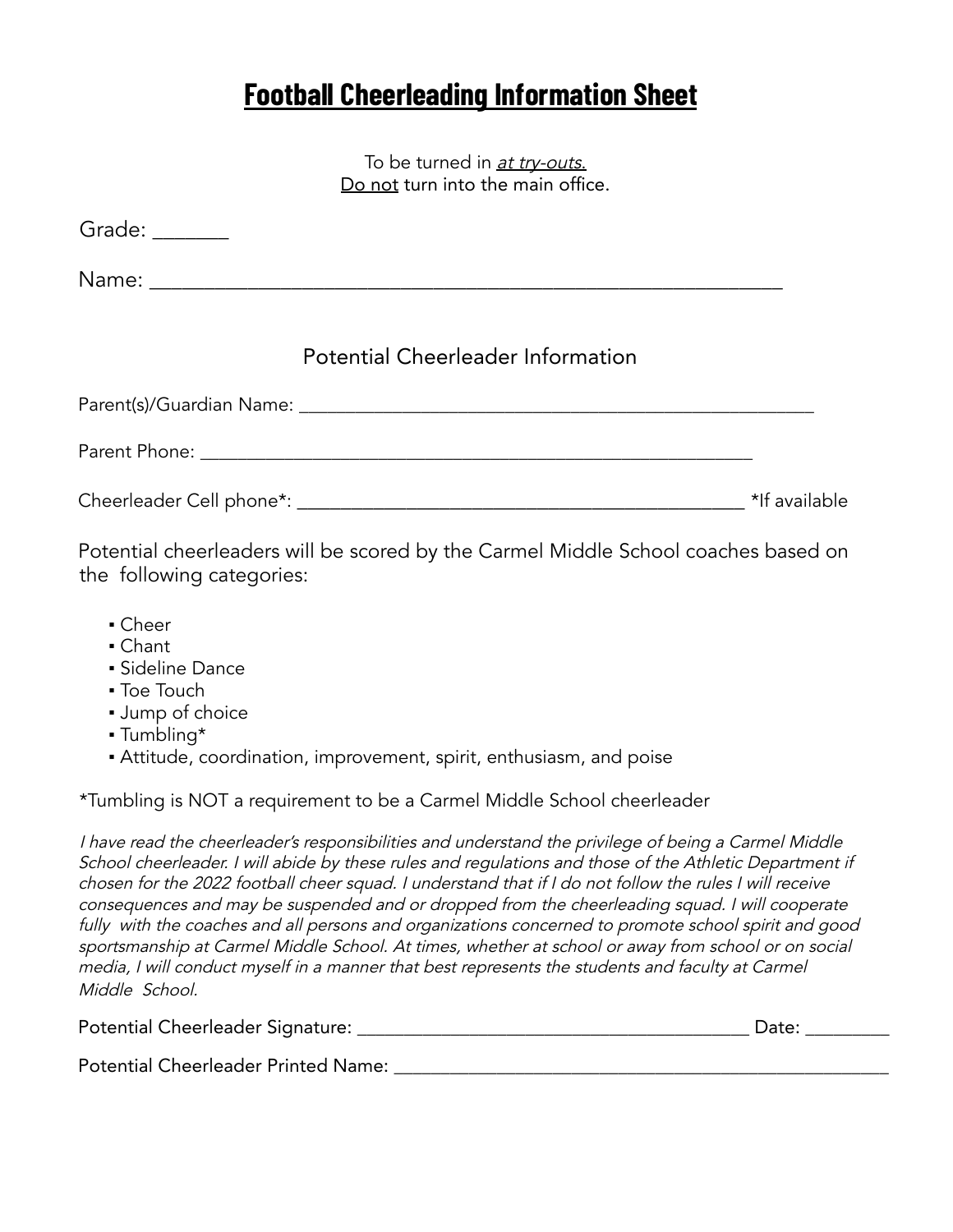# **Football Cheerleading Information Sheet**

To be turned in *at try-outs.*
Do not turn into the main office.

Grade: _______

Name: ____________________________________________________________

## Potential Cheerleader Information

Parent(s)/Guardian Name: _______________________________________________________

Parent Phone: ____________________________________________________________

Cheerleader Cell phone*: _______________________________________________ *If available

Potential cheerleaders will be scored by the Carmel Middle School coaches based on the following categories:

- Cheer
- Chant
- Sideline Dance
- Toe Touch
- Jump of choice
- Tumbling*
- Attitude, coordination, improvement, spirit, enthusiasm, and poise

*Tumbling is NOT a requirement to be a Carmel Middle School cheerleader

*I have read the cheerleader's responsibilities and understand the privilege of being a Carmel Middle School cheerleader. I will abide by these rules and regulations and those of the Athletic Department if chosen for the 2022 football cheer squad. I understand that if I do not follow the rules I will receive consequences and may be suspended and or dropped from the cheerleading squad. I will cooperate fully with the coaches and all persons and organizations concerned to promote school spirit and good sportsmanship at Carmel Middle School. At times, whether at school or away from school or on social media, I will conduct myself in a manner that best represents the students and faculty at Carmel Middle School.*

Potential Cheerleader Signature: _________________________________________ Date: _________

Potential Cheerleader Printed Name: _____________________________________________________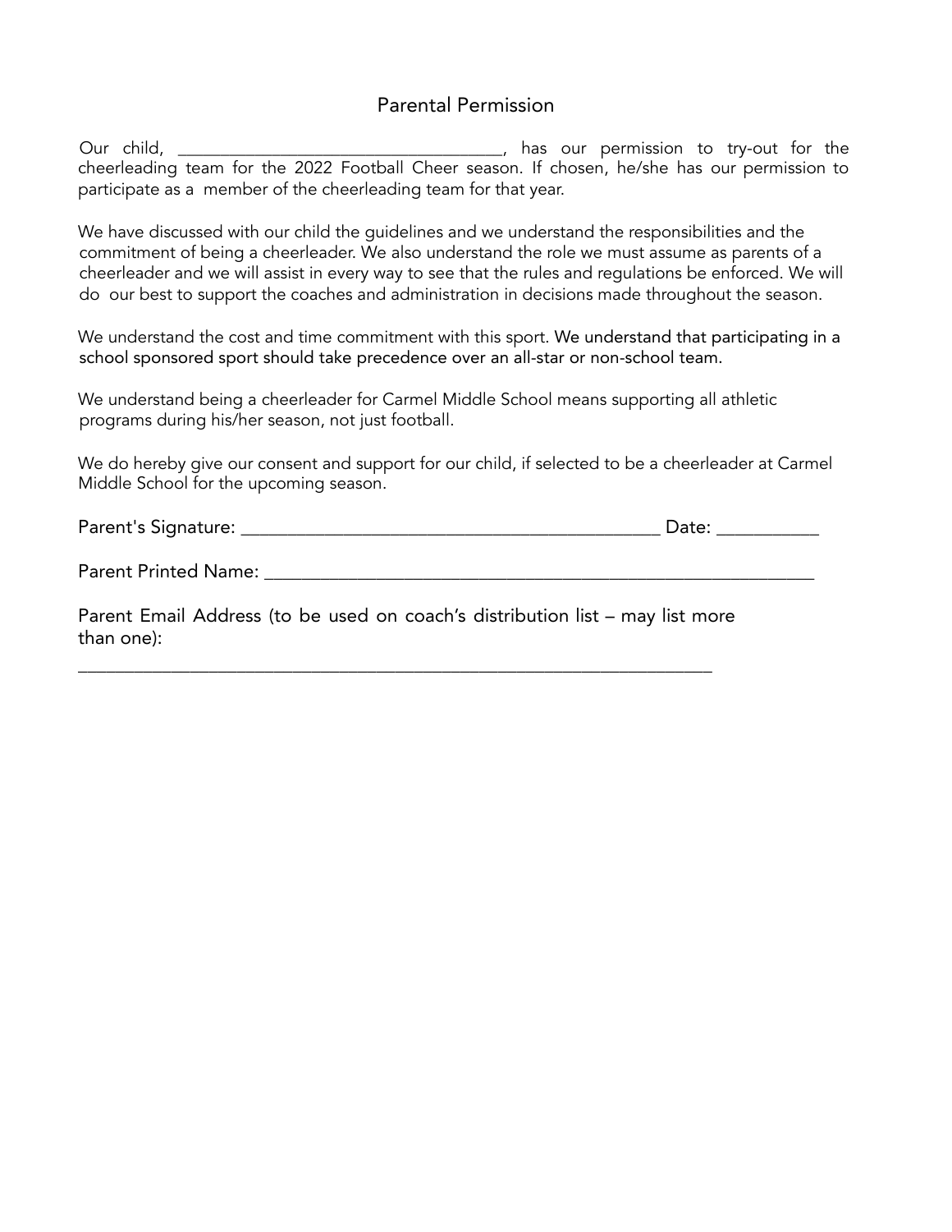# Parental Permission

Our child, _____________________________________, has our permission to try-out for the cheerleading team for the 2022 Football Cheer season. If chosen, he/she has our permission to participate as a member of the cheerleading team for that year.

We have discussed with our child the guidelines and we understand the responsibilities and the commitment of being a cheerleader. We also understand the role we must assume as parents of a cheerleader and we will assist in every way to see that the rules and regulations be enforced. We will do our best to support the coaches and administration in decisions made throughout the season.

We understand the cost and time commitment with this sport. We understand that participating in a school sponsored sport should take precedence over an all-star or non-school team.

We understand being a cheerleader for Carmel Middle School means supporting all athletic programs during his/her season, not just football.

We do hereby give our consent and support for our child, if selected to be a cheerleader at Carmel Middle School for the upcoming season.

Parent's Signature: _____________________________________________ Date: ___________

Parent Printed Name: ___________________________________________________________

Parent Email Address (to be used on coach's distribution list – may list more than one):

______________________________________________________________________